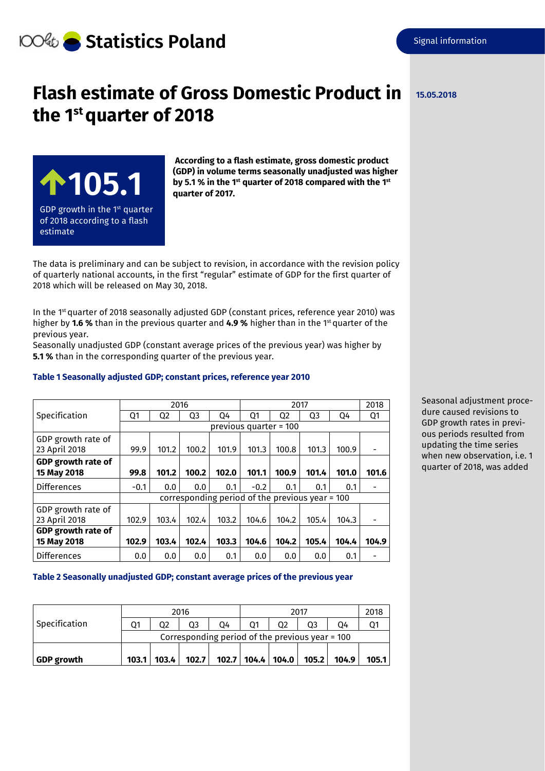Statistics Poland

Signal information

15.05.2018

# Flash estimate of Gross Domestic Product in the 1st quarter of 2018

**105.1**

GDP growth in the 1st quarter of 2018 according to a flash estimate

**According to a flash estimate, gross domestic product (GDP) in volume terms seasonally unadjusted was higher by 5.1 % in the 1st quarter of 2018 compared with the 1st quarter of 2017.**

The data is preliminary and can be subject to revision, in accordance with the revision policy of quarterly national accounts, in the first "regular" estimate of GDP for the first quarter of 2018 which will be released on May 30, 2018.

In the 1st quarter of 2018 seasonally adjusted GDP (constant prices, reference year 2010) was higher by **1.6 %** than in the previous quarter and **4.9 %** higher than in the 1st quarter of the previous year.
Seasonally unadjusted GDP (constant average prices of the previous year) was higher by **5.1 %** than in the corresponding quarter of the previous year.

**Table 1 Seasonally adjusted GDP; constant prices, reference year 2010**

| Specification | 2016 | | | | 2017 | | | | 2018 |
|---|---|---|---|---|---|---|---|---|---|
| | Q1 | Q2 | Q3 | Q4 | Q1 | Q2 | Q3 | Q4 | Q1 |
| | previous quarter = 100 | | | | | | | | |
| GDP growth rate of 23 April 2018 | 99.9 | 101.2 | 100.2 | 101.9 | 101.3 | 100.8 | 101.3 | 100.9 | - |
| **GDP growth rate of 15 May 2018** | **99.8** | **101.2** | **100.2** | **102.0** | **101.1** | **100.9** | **101.4** | **101.0** | **101.6** |
| Differences | -0.1 | 0.0 | 0.0 | 0.1 | -0.2 | 0.1 | 0.1 | 0.1 | - |
| | corresponding period of the previous year = 100 | | | | | | | | |
| GDP growth rate of 23 April 2018 | 102.9 | 103.4 | 102.4 | 103.2 | 104.6 | 104.2 | 105.4 | 104.3 | - |
| **GDP growth rate of 15 May 2018** | **102.9** | **103.4** | **102.4** | **103.3** | **104.6** | **104.2** | **105.4** | **104.4** | **104.9** |
| Differences | 0.0 | 0.0 | 0.0 | 0.1 | 0.0 | 0.0 | 0.0 | 0.1 | - |

Seasonal adjustment procedure caused revisions to GDP growth rates in previous periods resulted from updating the time series when new observation, i.e. 1 quarter of 2018, was added

**Table 2 Seasonally unadjusted GDP; constant average prices of the previous year**

| Specification | 2016 | | | | 2017 | | | | 2018 |
|---|---|---|---|---|---|---|---|---|---|
| | Q1 | Q2 | Q3 | Q4 | Q1 | Q2 | Q3 | Q4 | Q1 |
| | Corresponding period of the previous year = 100 | | | | | | | | |
| **GDP growth** | **103.1** | **103.4** | **102.7** | **102.7** | **104.4** | **104.0** | **105.2** | **104.9** | **105.1** |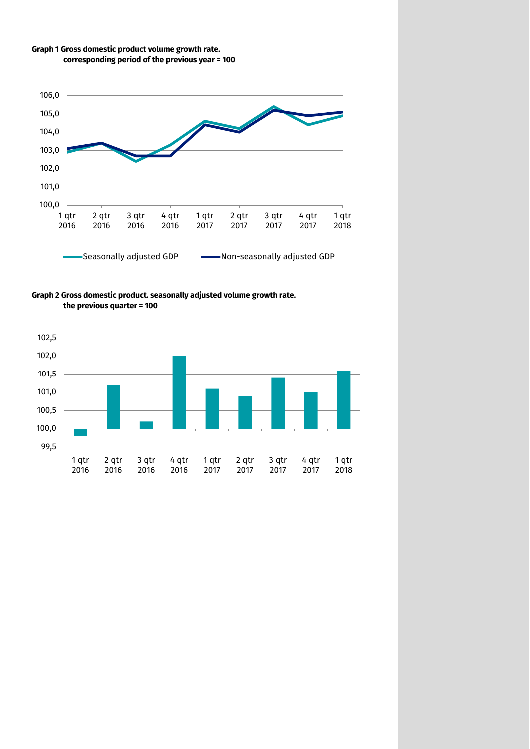**Graph 1 Gross domestic product volume growth rate.**
**corresponding period of the previous year = 100**

Seasonally adjusted GDP — Non-seasonally adjusted GDP

**Graph 2 Gross domestic product. seasonally adjusted volume growth rate.**
**the previous quarter = 100**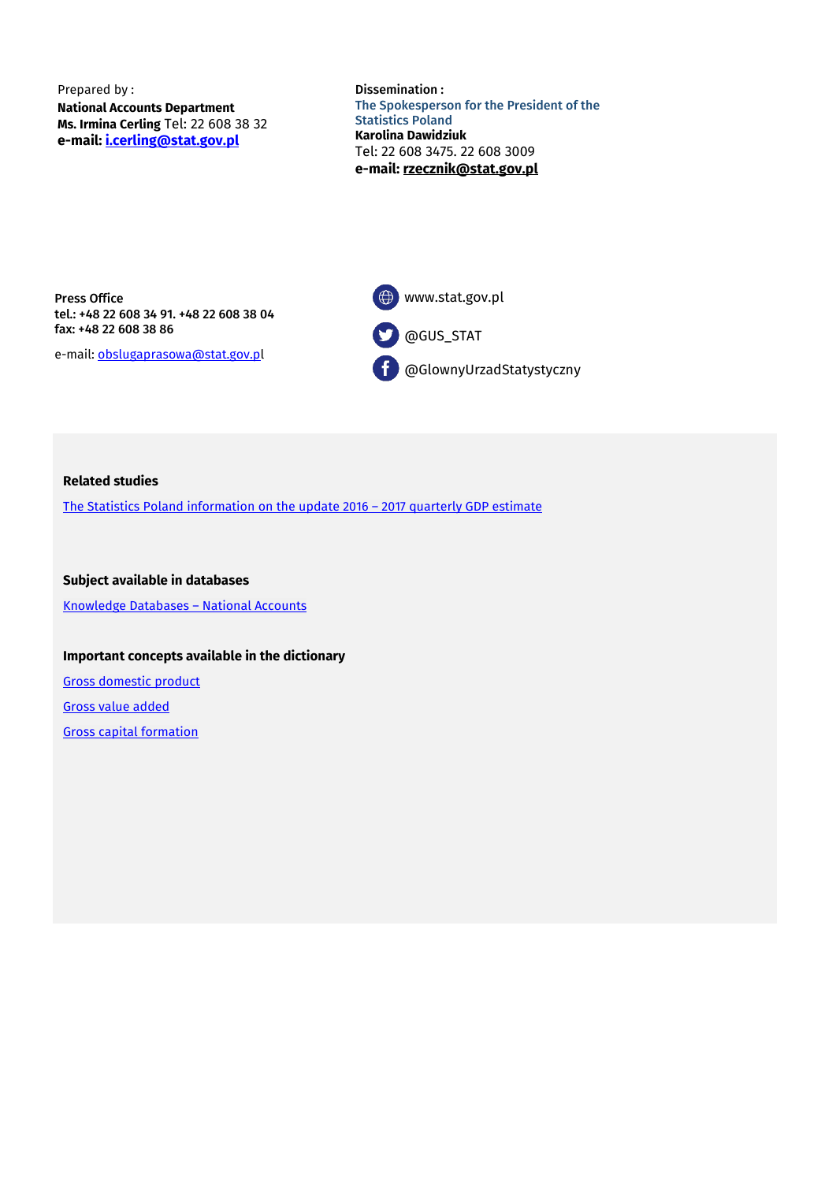Prepared by :
**National Accounts Department**
**Ms. Irmina Cerling** Tel: 22 608 38 32
**e-mail: [i.cerling@stat.gov.pl](mailto:i.cerling@stat.gov.pl)**

**Dissemination :**
**The Spokesperson for the President of the Statistics Poland**
**Karolina Dawidziuk**
Tel: 22 608 3475. 22 608 3009
**e-mail: rzecznik@stat.gov.pl**

**Press Office**
**tel.: +48 22 608 34 91. +48 22 608 38 04**
**fax: +48 22 608 38 86**

e-mail: obslugaprasowa@stat.gov.pl

www.stat.gov.pl

@GUS_STAT

@GlownyUrzadStatystyczny

**Related studies**

The Statistics Poland information on the update 2016 – 2017 quarterly GDP estimate

**Subject available in databases**

Knowledge Databases – National Accounts

**Important concepts available in the dictionary**

Gross domestic product

Gross value added

Gross capital formation